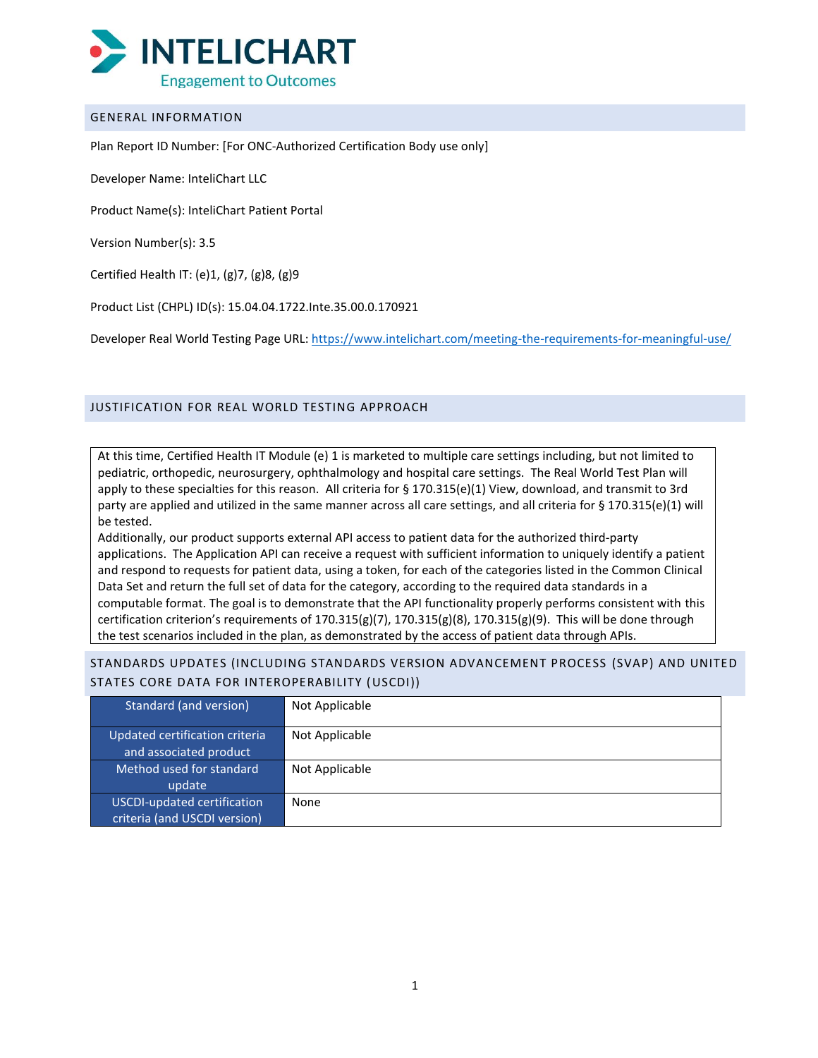INTELICHART

Engagement to Outcomes

## GENERAL INFORMATION

Plan Report ID Number: [For ONC-Authorized Certification Body use only]

Developer Name: InteliChart LLC

Product Name(s): InteliChart Patient Portal

Version Number(s): 3.5

Certified Health IT: (e)1, (g)7, (g)8, (g)9

Product List (CHPL) ID(s): 15.04.04.1722.Inte.35.00.0.170921

Developer Real World Testing Page URL: https://www.intelichart.com/meeting-the-requirements-for-meaningful-use/

## JUSTIFICATION FOR REAL WORLD TESTING APPROACH

At this time, Certified Health IT Module (e) 1 is marketed to multiple care settings including, but not limited to pediatric, orthopedic, neurosurgery, ophthalmology and hospital care settings. The Real World Test Plan will apply to these specialties for this reason. All criteria for § 170.315(e)(1) View, download, and transmit to 3rd party are applied and utilized in the same manner across all care settings, and all criteria for § 170.315(e)(1) will be tested.

Additionally, our product supports external API access to patient data for the authorized third-party applications. The Application API can receive a request with sufficient information to uniquely identify a patient and respond to requests for patient data, using a token, for each of the categories listed in the Common Clinical Data Set and return the full set of data for the category, according to the required data standards in a computable format. The goal is to demonstrate that the API functionality properly performs consistent with this certification criterion's requirements of 170.315(g)(7), 170.315(g)(8), 170.315(g)(9). This will be done through the test scenarios included in the plan, as demonstrated by the access of patient data through APIs.

## STANDARDS UPDATES (INCLUDING STANDARDS VERSION ADVANCEMENT PROCESS (SVAP) AND UNITED STATES CORE DATA FOR INTEROPERABILITY (USCDI))

| Standard (and version) | Not Applicable |
|---|---|
| Updated certification criteria and associated product | Not Applicable |
| Method used for standard update | Not Applicable |
| USCDI-updated certification criteria (and USCDI version) | None |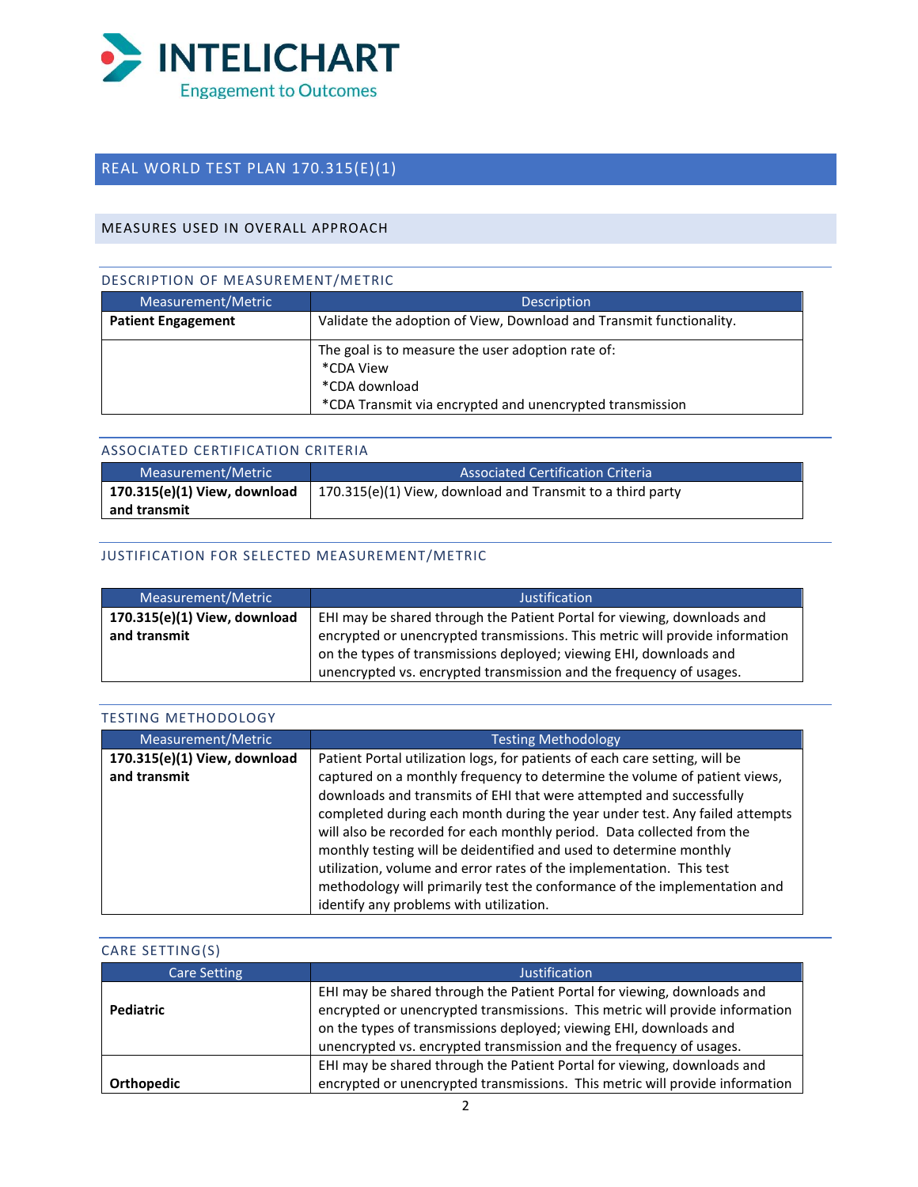INTELICHART
Engagement to Outcomes

## REAL WORLD TEST PLAN 170.315(E)(1)

### MEASURES USED IN OVERALL APPROACH

#### DESCRIPTION OF MEASUREMENT/METRIC

| Measurement/Metric | Description |
|---|---|
| **Patient Engagement** | Validate the adoption of View, Download and Transmit functionality. |
| | The goal is to measure the user adoption rate of:<br>*CDA View<br>*CDA download<br>*CDA Transmit via encrypted and unencrypted transmission |

#### ASSOCIATED CERTIFICATION CRITERIA

| Measurement/Metric | Associated Certification Criteria |
|---|---|
| **170.315(e)(1) View, download and transmit** | 170.315(e)(1) View, download and Transmit to a third party |

#### JUSTIFICATION FOR SELECTED MEASUREMENT/METRIC

| Measurement/Metric | Justification |
|---|---|
| **170.315(e)(1) View, download and transmit** | EHI may be shared through the Patient Portal for viewing, downloads and encrypted or unencrypted transmissions. This metric will provide information on the types of transmissions deployed; viewing EHI, downloads and unencrypted vs. encrypted transmission and the frequency of usages. |

#### TESTING METHODOLOGY

| Measurement/Metric | Testing Methodology |
|---|---|
| **170.315(e)(1) View, download and transmit** | Patient Portal utilization logs, for patients of each care setting, will be captured on a monthly frequency to determine the volume of patient views, downloads and transmits of EHI that were attempted and successfully completed during each month during the year under test. Any failed attempts will also be recorded for each monthly period. Data collected from the monthly testing will be deidentified and used to determine monthly utilization, volume and error rates of the implementation. This test methodology will primarily test the conformance of the implementation and identify any problems with utilization. |

#### CARE SETTING(S)

| Care Setting | Justification |
|---|---|
| **Pediatric** | EHI may be shared through the Patient Portal for viewing, downloads and encrypted or unencrypted transmissions. This metric will provide information on the types of transmissions deployed; viewing EHI, downloads and unencrypted vs. encrypted transmission and the frequency of usages. |
| **Orthopedic** | EHI may be shared through the Patient Portal for viewing, downloads and encrypted or unencrypted transmissions. This metric will provide information |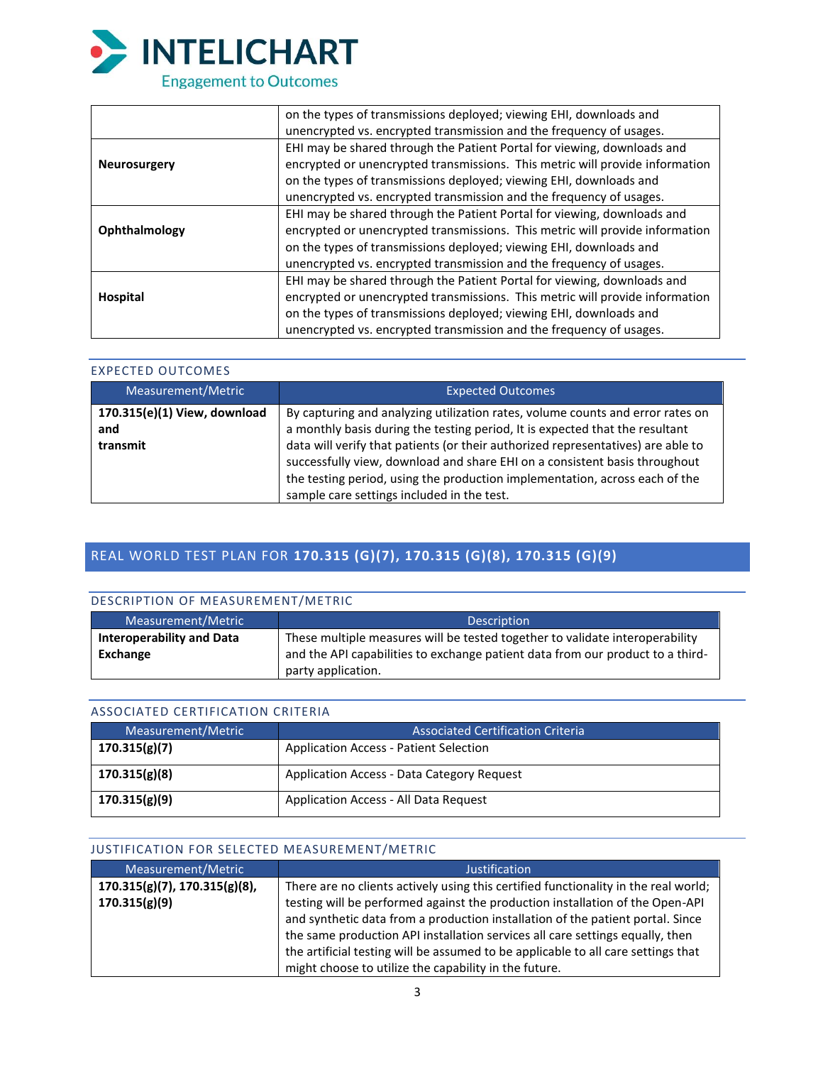| | |
|---|---|
| | on the types of transmissions deployed; viewing EHI, downloads and unencrypted vs. encrypted transmission and the frequency of usages. |
| **Neurosurgery** | EHI may be shared through the Patient Portal for viewing, downloads and encrypted or unencrypted transmissions. This metric will provide information on the types of transmissions deployed; viewing EHI, downloads and unencrypted vs. encrypted transmission and the frequency of usages. |
| **Ophthalmology** | EHI may be shared through the Patient Portal for viewing, downloads and encrypted or unencrypted transmissions. This metric will provide information on the types of transmissions deployed; viewing EHI, downloads and unencrypted vs. encrypted transmission and the frequency of usages. |
| **Hospital** | EHI may be shared through the Patient Portal for viewing, downloads and encrypted or unencrypted transmissions. This metric will provide information on the types of transmissions deployed; viewing EHI, downloads and unencrypted vs. encrypted transmission and the frequency of usages. |

### EXPECTED OUTCOMES

| Measurement/Metric | Expected Outcomes |
|---|---|
| **170.315(e)(1) View, download and transmit** | By capturing and analyzing utilization rates, volume counts and error rates on a monthly basis during the testing period, It is expected that the resultant data will verify that patients (or their authorized representatives) are able to successfully view, download and share EHI on a consistent basis throughout the testing period, using the production implementation, across each of the sample care settings included in the test. |

## REAL WORLD TEST PLAN FOR **170.315 (G)(7), 170.315 (G)(8), 170.315 (G)(9)**

### DESCRIPTION OF MEASUREMENT/METRIC

| Measurement/Metric | Description |
|---|---|
| **Interoperability and Data Exchange** | These multiple measures will be tested together to validate interoperability and the API capabilities to exchange patient data from our product to a third-party application. |

### ASSOCIATED CERTIFICATION CRITERIA

| Measurement/Metric | Associated Certification Criteria |
|---|---|
| **170.315(g)(7)** | Application Access - Patient Selection |
| **170.315(g)(8)** | Application Access - Data Category Request |
| **170.315(g)(9)** | Application Access - All Data Request |

### JUSTIFICATION FOR SELECTED MEASUREMENT/METRIC

| Measurement/Metric | Justification |
|---|---|
| **170.315(g)(7), 170.315(g)(8), 170.315(g)(9)** | There are no clients actively using this certified functionality in the real world; testing will be performed against the production installation of the Open-API and synthetic data from a production installation of the patient portal. Since the same production API installation services all care settings equally, then the artificial testing will be assumed to be applicable to all care settings that might choose to utilize the capability in the future. |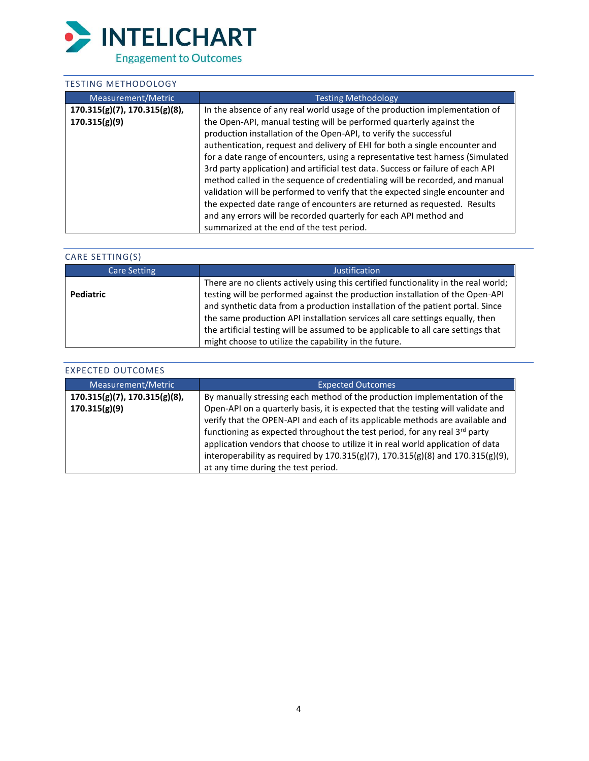## TESTING METHODOLOGY

| Measurement/Metric | Testing Methodology |
| --- | --- |
| **170.315(g)(7), 170.315(g)(8), 170.315(g)(9)** | In the absence of any real world usage of the production implementation of the Open-API, manual testing will be performed quarterly against the production installation of the Open-API, to verify the successful authentication, request and delivery of EHI for both a single encounter and for a date range of encounters, using a representative test harness (Simulated 3rd party application) and artificial test data. Success or failure of each API method called in the sequence of credentialing will be recorded, and manual validation will be performed to verify that the expected single encounter and the expected date range of encounters are returned as requested. Results and any errors will be recorded quarterly for each API method and summarized at the end of the test period. |

## CARE SETTING(S)

| Care Setting | Justification |
| --- | --- |
| **Pediatric** | There are no clients actively using this certified functionality in the real world; testing will be performed against the production installation of the Open-API and synthetic data from a production installation of the patient portal. Since the same production API installation services all care settings equally, then the artificial testing will be assumed to be applicable to all care settings that might choose to utilize the capability in the future. |

## EXPECTED OUTCOMES

| Measurement/Metric | Expected Outcomes |
| --- | --- |
| **170.315(g)(7), 170.315(g)(8), 170.315(g)(9)** | By manually stressing each method of the production implementation of the Open-API on a quarterly basis, it is expected that the testing will validate and verify that the OPEN-API and each of its applicable methods are available and functioning as expected throughout the test period, for any real 3rd party application vendors that choose to utilize it in real world application of data interoperability as required by 170.315(g)(7), 170.315(g)(8) and 170.315(g)(9), at any time during the test period. |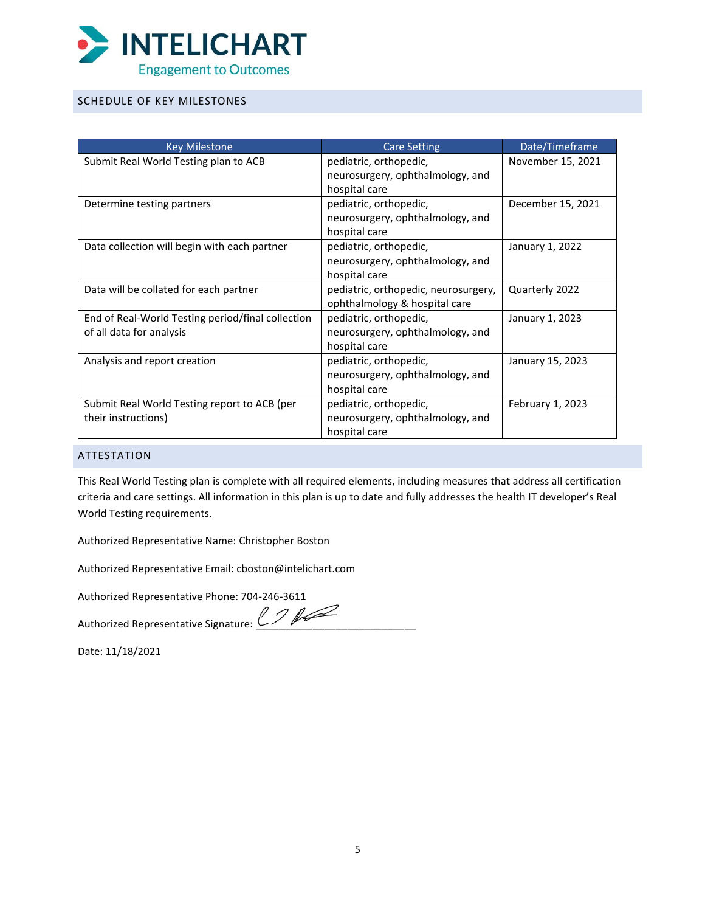## SCHEDULE OF KEY MILESTONES

| Key Milestone | Care Setting | Date/Timeframe |
|---|---|---|
| Submit Real World Testing plan to ACB | pediatric, orthopedic, neurosurgery, ophthalmology, and hospital care | November 15, 2021 |
| Determine testing partners | pediatric, orthopedic, neurosurgery, ophthalmology, and hospital care | December 15, 2021 |
| Data collection will begin with each partner | pediatric, orthopedic, neurosurgery, ophthalmology, and hospital care | January 1, 2022 |
| Data will be collated for each partner | pediatric, orthopedic, neurosurgery, ophthalmology & hospital care | Quarterly 2022 |
| End of Real-World Testing period/final collection of all data for analysis | pediatric, orthopedic, neurosurgery, ophthalmology, and hospital care | January 1, 2023 |
| Analysis and report creation | pediatric, orthopedic, neurosurgery, ophthalmology, and hospital care | January 15, 2023 |
| Submit Real World Testing report to ACB (per their instructions) | pediatric, orthopedic, neurosurgery, ophthalmology, and hospital care | February 1, 2023 |

## ATTESTATION

This Real World Testing plan is complete with all required elements, including measures that address all certification criteria and care settings. All information in this plan is up to date and fully addresses the health IT developer's Real World Testing requirements.

Authorized Representative Name: Christopher Boston

Authorized Representative Email: cboston@intelichart.com

Authorized Representative Phone: 704-246-3611

Authorized Representative Signature: ____________________________

Date: 11/18/2021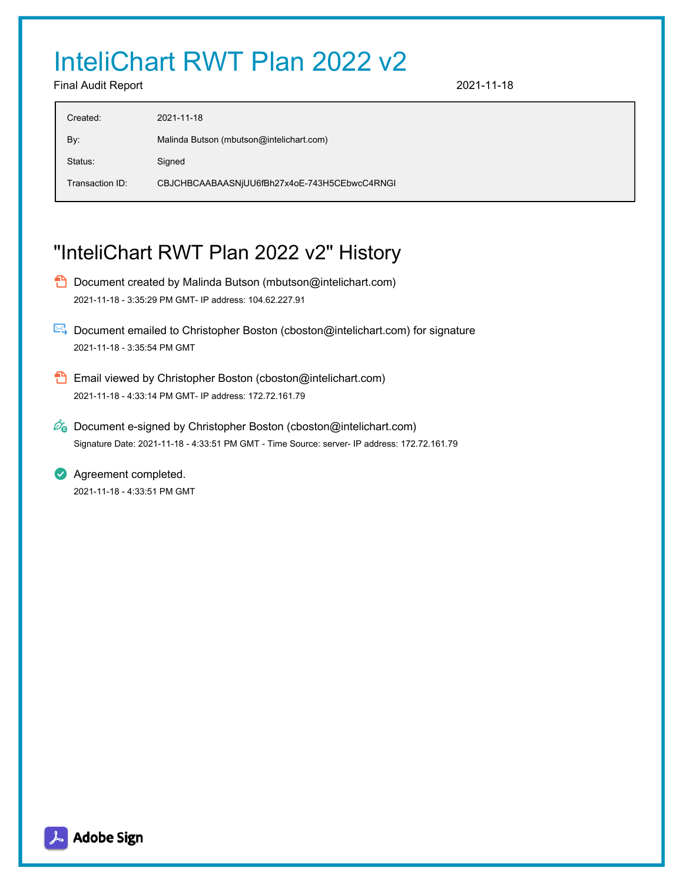# InteliChart RWT Plan 2022 v2

Final Audit Report 2021-11-18

| | |
|---|---|
| Created: | 2021-11-18 |
| By: | Malinda Butson (mbutson@intelichart.com) |
| Status: | Signed |
| Transaction ID: | CBJCHBCAABAASNjUU6fBh27x4oE-743H5CEbwcC4RNGI |

## "InteliChart RWT Plan 2022 v2" History

- Document created by Malinda Butson (mbutson@intelichart.com)
  2021-11-18 - 3:35:29 PM GMT- IP address: 104.62.227.91

- Document emailed to Christopher Boston (cboston@intelichart.com) for signature
  2021-11-18 - 3:35:54 PM GMT

- Email viewed by Christopher Boston (cboston@intelichart.com)
  2021-11-18 - 4:33:14 PM GMT- IP address: 172.72.161.79

- Document e-signed by Christopher Boston (cboston@intelichart.com)
  Signature Date: 2021-11-18 - 4:33:51 PM GMT - Time Source: server- IP address: 172.72.161.79

- Agreement completed.
  2021-11-18 - 4:33:51 PM GMT

Adobe Sign